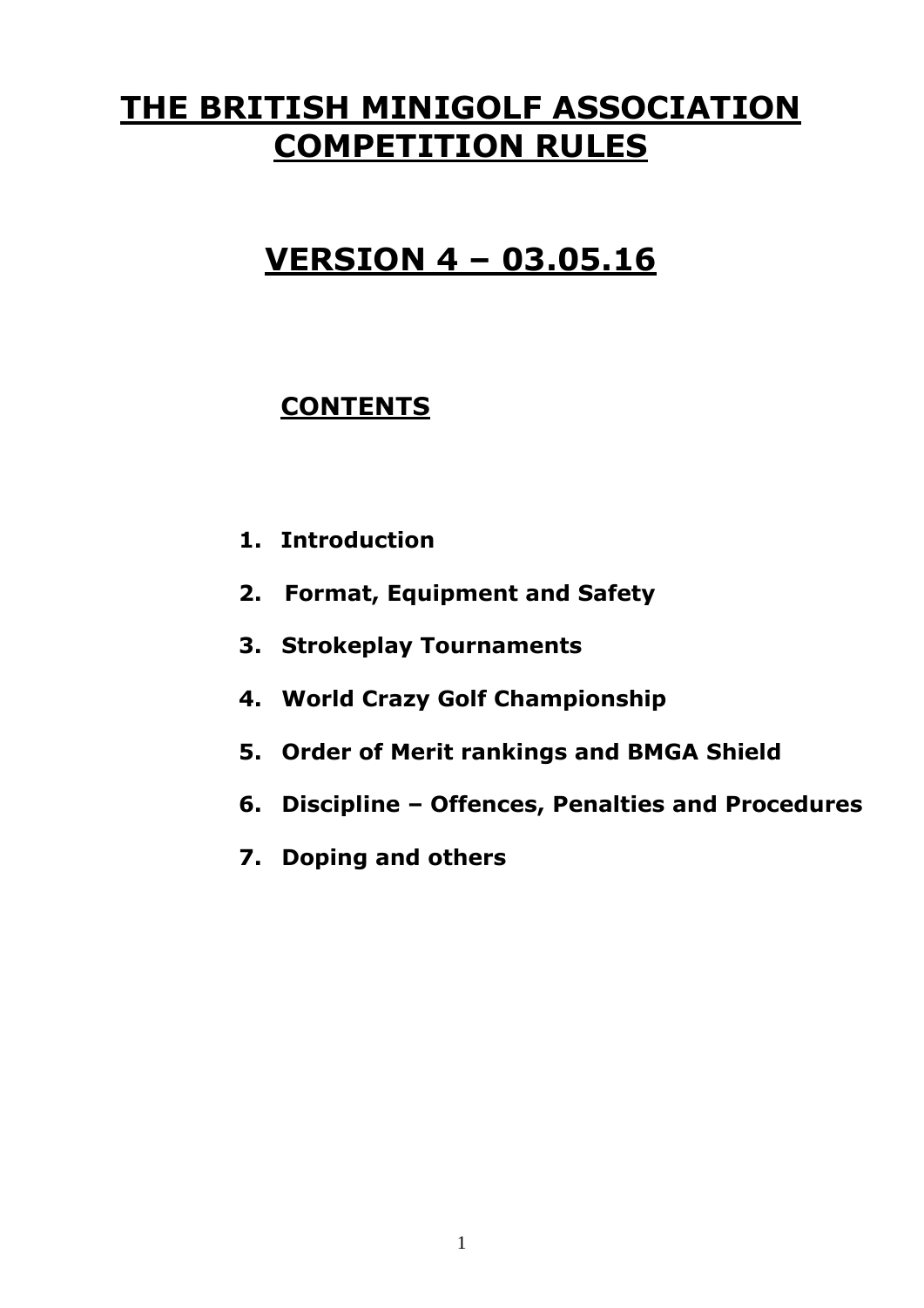# THE BRITISH MINIGOLF ASSOCIATION COMPETITION RULES

# VERSION 4 – 03.05.16

## CONTENTS

1. **Introduction**
2. **Format, Equipment and Safety**
3. **Strokeplay Tournaments**
4. **World Crazy Golf Championship**
5. **Order of Merit rankings and BMGA Shield**
6. **Discipline – Offences, Penalties and Procedures**
7. **Doping and others**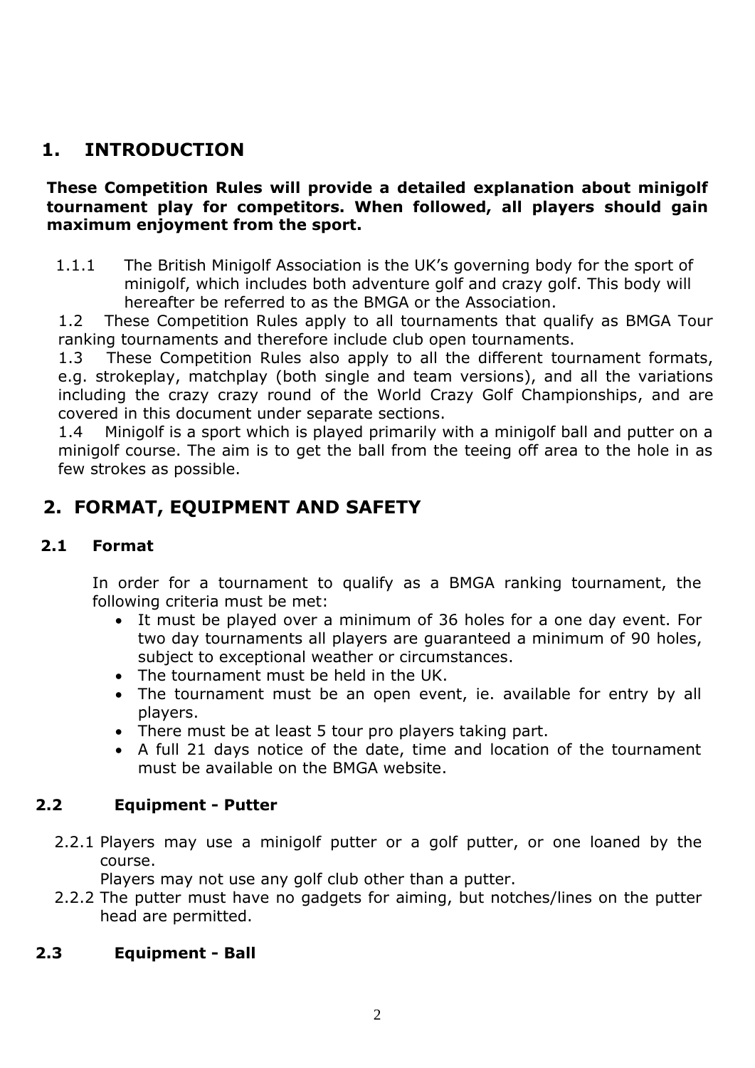# 1. INTRODUCTION

**These Competition Rules will provide a detailed explanation about minigolf tournament play for competitors. When followed, all players should gain maximum enjoyment from the sport.**

1.1.1 The British Minigolf Association is the UK's governing body for the sport of minigolf, which includes both adventure golf and crazy golf. This body will hereafter be referred to as the BMGA or the Association.

1.2 These Competition Rules apply to all tournaments that qualify as BMGA Tour ranking tournaments and therefore include club open tournaments.

1.3 These Competition Rules also apply to all the different tournament formats, e.g. strokeplay, matchplay (both single and team versions), and all the variations including the crazy crazy round of the World Crazy Golf Championships, and are covered in this document under separate sections.

1.4 Minigolf is a sport which is played primarily with a minigolf ball and putter on a minigolf course. The aim is to get the ball from the teeing off area to the hole in as few strokes as possible.

# 2. FORMAT, EQUIPMENT AND SAFETY

## 2.1 Format

In order for a tournament to qualify as a BMGA ranking tournament, the following criteria must be met:

- It must be played over a minimum of 36 holes for a one day event. For two day tournaments all players are guaranteed a minimum of 90 holes, subject to exceptional weather or circumstances.
- The tournament must be held in the UK.
- The tournament must be an open event, ie. available for entry by all players.
- There must be at least 5 tour pro players taking part.
- A full 21 days notice of the date, time and location of the tournament must be available on the BMGA website.

## 2.2 Equipment - Putter

2.2.1 Players may use a minigolf putter or a golf putter, or one loaned by the course.
Players may not use any golf club other than a putter.

2.2.2 The putter must have no gadgets for aiming, but notches/lines on the putter head are permitted.

## 2.3 Equipment - Ball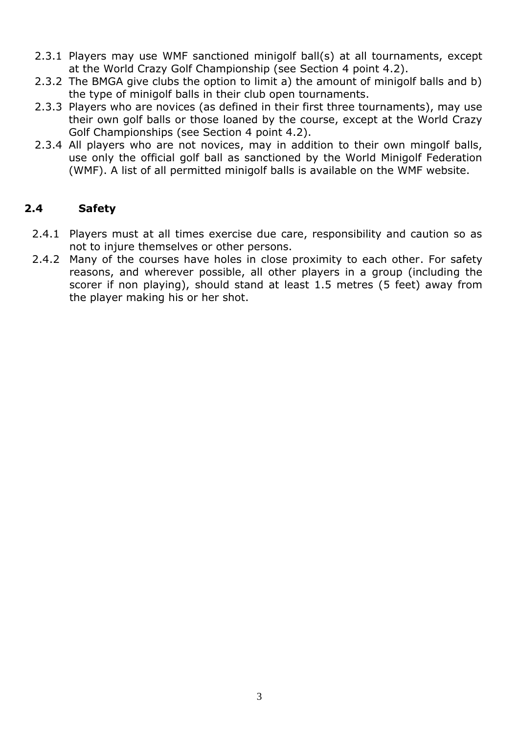2.3.1 Players may use WMF sanctioned minigolf ball(s) at all tournaments, except at the World Crazy Golf Championship (see Section 4 point 4.2).

2.3.2 The BMGA give clubs the option to limit a) the amount of minigolf balls and b) the type of minigolf balls in their club open tournaments.

2.3.3 Players who are novices (as defined in their first three tournaments), may use their own golf balls or those loaned by the course, except at the World Crazy Golf Championships (see Section 4 point 4.2).

2.3.4 All players who are not novices, may in addition to their own mingolf balls, use only the official golf ball as sanctioned by the World Minigolf Federation (WMF). A list of all permitted minigolf balls is available on the WMF website.

## 2.4 Safety

2.4.1 Players must at all times exercise due care, responsibility and caution so as not to injure themselves or other persons.

2.4.2 Many of the courses have holes in close proximity to each other. For safety reasons, and wherever possible, all other players in a group (including the scorer if non playing), should stand at least 1.5 metres (5 feet) away from the player making his or her shot.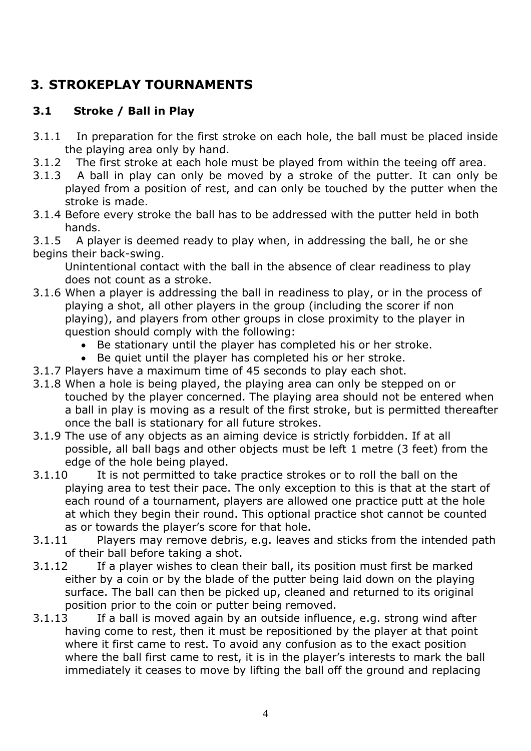# 3. STROKEPLAY TOURNAMENTS

## 3.1 Stroke / Ball in Play

3.1.1 In preparation for the first stroke on each hole, the ball must be placed inside the playing area only by hand.

3.1.2 The first stroke at each hole must be played from within the teeing off area.

3.1.3 A ball in play can only be moved by a stroke of the putter. It can only be played from a position of rest, and can only be touched by the putter when the stroke is made.

3.1.4 Before every stroke the ball has to be addressed with the putter held in both hands.

3.1.5 A player is deemed ready to play when, in addressing the ball, he or she begins their back-swing.

Unintentional contact with the ball in the absence of clear readiness to play does not count as a stroke.

3.1.6 When a player is addressing the ball in readiness to play, or in the process of playing a shot, all other players in the group (including the scorer if non playing), and players from other groups in close proximity to the player in question should comply with the following:

- Be stationary until the player has completed his or her stroke.
- Be quiet until the player has completed his or her stroke.

3.1.7 Players have a maximum time of 45 seconds to play each shot.

3.1.8 When a hole is being played, the playing area can only be stepped on or touched by the player concerned. The playing area should not be entered when a ball in play is moving as a result of the first stroke, but is permitted thereafter once the ball is stationary for all future strokes.

3.1.9 The use of any objects as an aiming device is strictly forbidden. If at all possible, all ball bags and other objects must be left 1 metre (3 feet) from the edge of the hole being played.

3.1.10 It is not permitted to take practice strokes or to roll the ball on the playing area to test their pace. The only exception to this is that at the start of each round of a tournament, players are allowed one practice putt at the hole at which they begin their round. This optional practice shot cannot be counted as or towards the player's score for that hole.

3.1.11 Players may remove debris, e.g. leaves and sticks from the intended path of their ball before taking a shot.

3.1.12 If a player wishes to clean their ball, its position must first be marked either by a coin or by the blade of the putter being laid down on the playing surface. The ball can then be picked up, cleaned and returned to its original position prior to the coin or putter being removed.

3.1.13 If a ball is moved again by an outside influence, e.g. strong wind after having come to rest, then it must be repositioned by the player at that point where it first came to rest. To avoid any confusion as to the exact position where the ball first came to rest, it is in the player's interests to mark the ball immediately it ceases to move by lifting the ball off the ground and replacing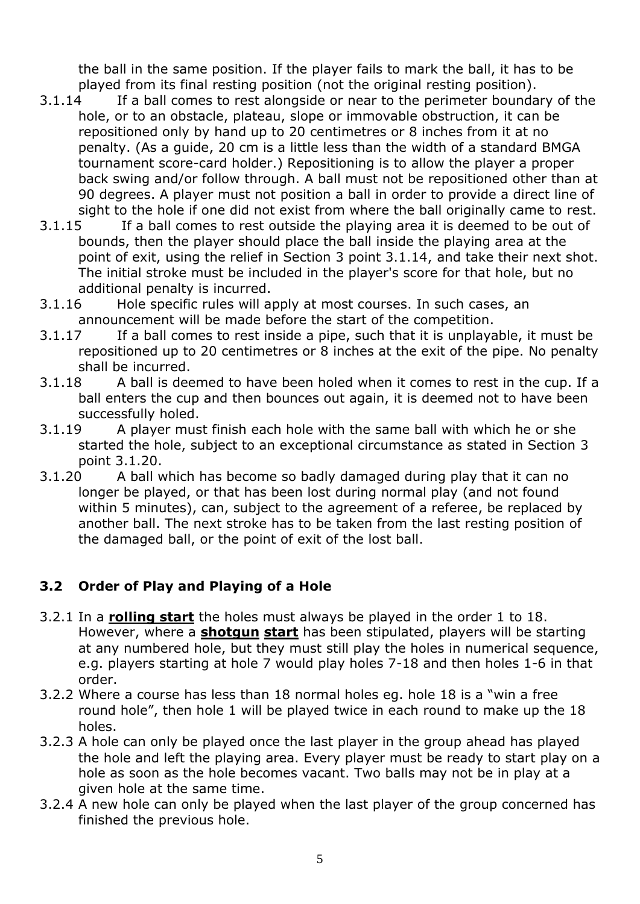the ball in the same position. If the player fails to mark the ball, it has to be played from its final resting position (not the original resting position).

3.1.14 If a ball comes to rest alongside or near to the perimeter boundary of the hole, or to an obstacle, plateau, slope or immovable obstruction, it can be repositioned only by hand up to 20 centimetres or 8 inches from it at no penalty. (As a guide, 20 cm is a little less than the width of a standard BMGA tournament score-card holder.) Repositioning is to allow the player a proper back swing and/or follow through. A ball must not be repositioned other than at 90 degrees. A player must not position a ball in order to provide a direct line of sight to the hole if one did not exist from where the ball originally came to rest.

3.1.15 If a ball comes to rest outside the playing area it is deemed to be out of bounds, then the player should place the ball inside the playing area at the point of exit, using the relief in Section 3 point 3.1.14, and take their next shot. The initial stroke must be included in the player's score for that hole, but no additional penalty is incurred.

3.1.16 Hole specific rules will apply at most courses. In such cases, an announcement will be made before the start of the competition.

3.1.17 If a ball comes to rest inside a pipe, such that it is unplayable, it must be repositioned up to 20 centimetres or 8 inches at the exit of the pipe. No penalty shall be incurred.

3.1.18 A ball is deemed to have been holed when it comes to rest in the cup. If a ball enters the cup and then bounces out again, it is deemed not to have been successfully holed.

3.1.19 A player must finish each hole with the same ball with which he or she started the hole, subject to an exceptional circumstance as stated in Section 3 point 3.1.20.

3.1.20 A ball which has become so badly damaged during play that it can no longer be played, or that has been lost during normal play (and not found within 5 minutes), can, subject to the agreement of a referee, be replaced by another ball. The next stroke has to be taken from the last resting position of the damaged ball, or the point of exit of the lost ball.

## 3.2 Order of Play and Playing of a Hole

3.2.1 In a **rolling start** the holes must always be played in the order 1 to 18. However, where a **shotgun start** has been stipulated, players will be starting at any numbered hole, but they must still play the holes in numerical sequence, e.g. players starting at hole 7 would play holes 7-18 and then holes 1-6 in that order.

3.2.2 Where a course has less than 18 normal holes eg. hole 18 is a "win a free round hole", then hole 1 will be played twice in each round to make up the 18 holes.

3.2.3 A hole can only be played once the last player in the group ahead has played the hole and left the playing area. Every player must be ready to start play on a hole as soon as the hole becomes vacant. Two balls may not be in play at a given hole at the same time.

3.2.4 A new hole can only be played when the last player of the group concerned has finished the previous hole.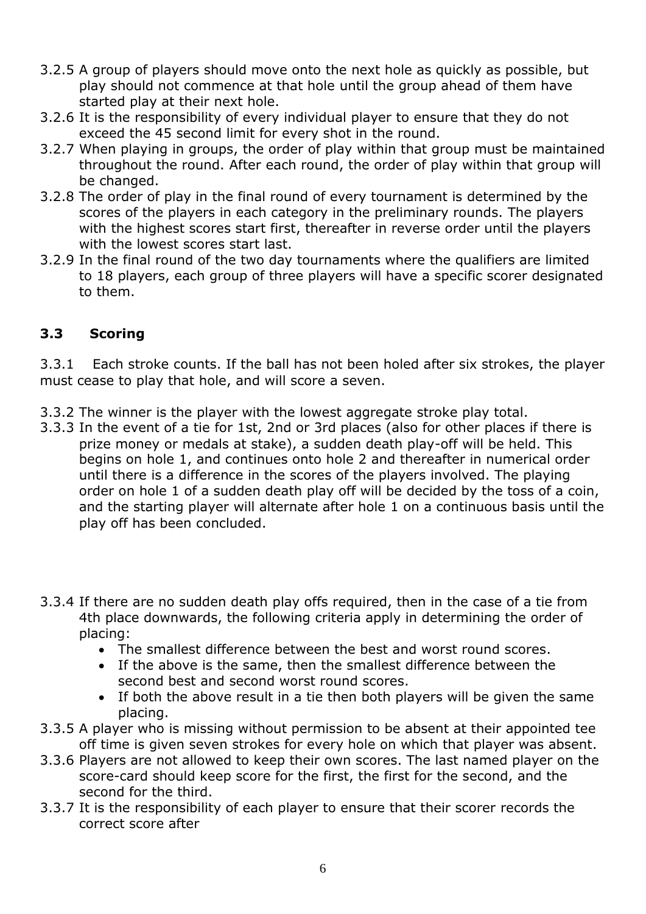3.2.5 A group of players should move onto the next hole as quickly as possible, but play should not commence at that hole until the group ahead of them have started play at their next hole.

3.2.6 It is the responsibility of every individual player to ensure that they do not exceed the 45 second limit for every shot in the round.

3.2.7 When playing in groups, the order of play within that group must be maintained throughout the round. After each round, the order of play within that group will be changed.

3.2.8 The order of play in the final round of every tournament is determined by the scores of the players in each category in the preliminary rounds. The players with the highest scores start first, thereafter in reverse order until the players with the lowest scores start last.

3.2.9 In the final round of the two day tournaments where the qualifiers are limited to 18 players, each group of three players will have a specific scorer designated to them.

### 3.3 Scoring

3.3.1 Each stroke counts. If the ball has not been holed after six strokes, the player must cease to play that hole, and will score a seven.

3.3.2 The winner is the player with the lowest aggregate stroke play total.

3.3.3 In the event of a tie for 1st, 2nd or 3rd places (also for other places if there is prize money or medals at stake), a sudden death play-off will be held. This begins on hole 1, and continues onto hole 2 and thereafter in numerical order until there is a difference in the scores of the players involved. The playing order on hole 1 of a sudden death play off will be decided by the toss of a coin, and the starting player will alternate after hole 1 on a continuous basis until the play off has been concluded.

3.3.4 If there are no sudden death play offs required, then in the case of a tie from 4th place downwards, the following criteria apply in determining the order of placing:

- The smallest difference between the best and worst round scores.
- If the above is the same, then the smallest difference between the second best and second worst round scores.
- If both the above result in a tie then both players will be given the same placing.

3.3.5 A player who is missing without permission to be absent at their appointed tee off time is given seven strokes for every hole on which that player was absent.

3.3.6 Players are not allowed to keep their own scores. The last named player on the score-card should keep score for the first, the first for the second, and the second for the third.

3.3.7 It is the responsibility of each player to ensure that their scorer records the correct score after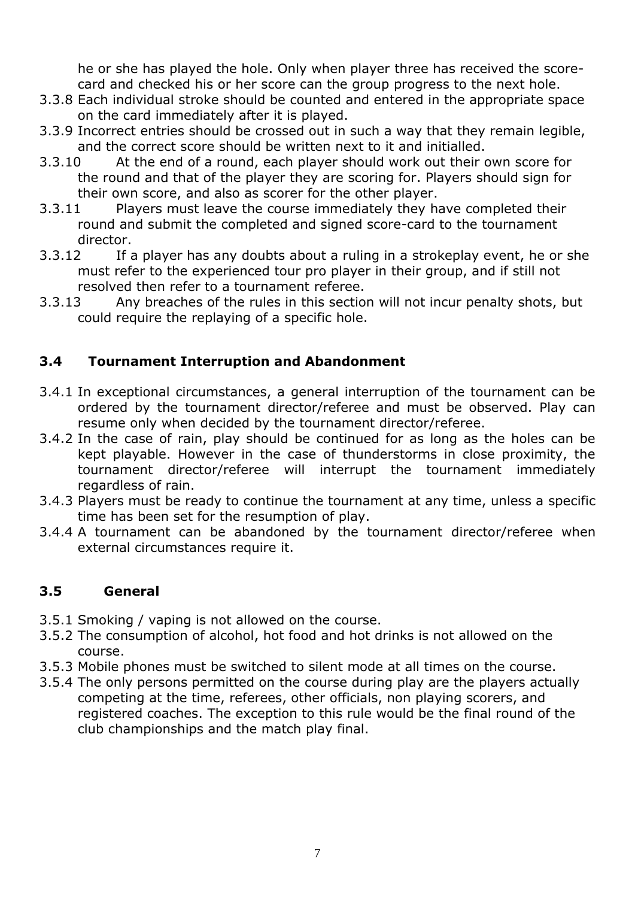he or she has played the hole. Only when player three has received the score-card and checked his or her score can the group progress to the next hole.

3.3.8 Each individual stroke should be counted and entered in the appropriate space on the card immediately after it is played.

3.3.9 Incorrect entries should be crossed out in such a way that they remain legible, and the correct score should be written next to it and initialled.

3.3.10 At the end of a round, each player should work out their own score for the round and that of the player they are scoring for. Players should sign for their own score, and also as scorer for the other player.

3.3.11 Players must leave the course immediately they have completed their round and submit the completed and signed score-card to the tournament director.

3.3.12 If a player has any doubts about a ruling in a strokeplay event, he or she must refer to the experienced tour pro player in their group, and if still not resolved then refer to a tournament referee.

3.3.13 Any breaches of the rules in this section will not incur penalty shots, but could require the replaying of a specific hole.

### 3.4 Tournament Interruption and Abandonment

3.4.1 In exceptional circumstances, a general interruption of the tournament can be ordered by the tournament director/referee and must be observed. Play can resume only when decided by the tournament director/referee.

3.4.2 In the case of rain, play should be continued for as long as the holes can be kept playable. However in the case of thunderstorms in close proximity, the tournament director/referee will interrupt the tournament immediately regardless of rain.

3.4.3 Players must be ready to continue the tournament at any time, unless a specific time has been set for the resumption of play.

3.4.4 A tournament can be abandoned by the tournament director/referee when external circumstances require it.

### 3.5 General

3.5.1 Smoking / vaping is not allowed on the course.

3.5.2 The consumption of alcohol, hot food and hot drinks is not allowed on the course.

3.5.3 Mobile phones must be switched to silent mode at all times on the course.

3.5.4 The only persons permitted on the course during play are the players actually competing at the time, referees, other officials, non playing scorers, and registered coaches. The exception to this rule would be the final round of the club championships and the match play final.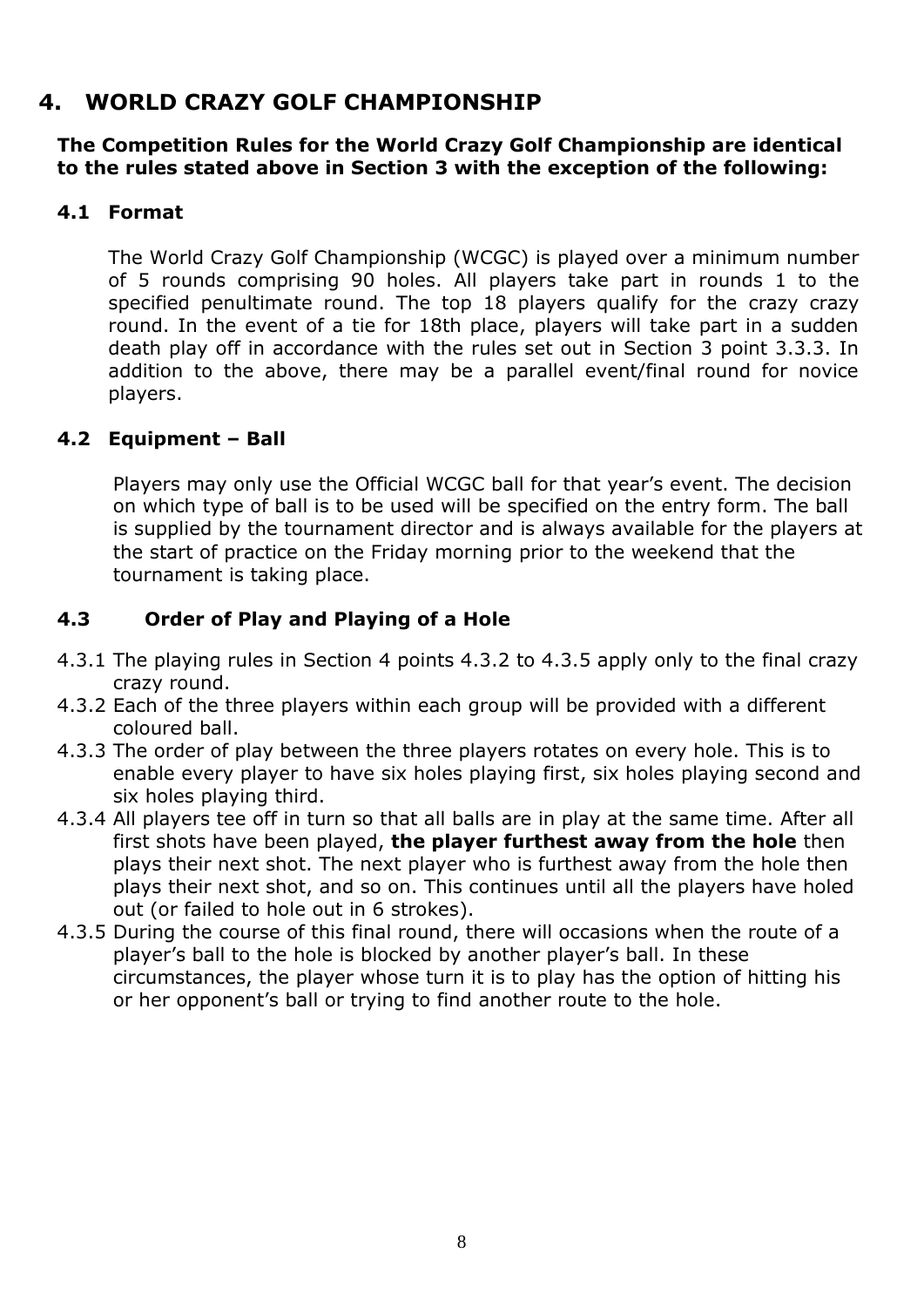## 4. WORLD CRAZY GOLF CHAMPIONSHIP

**The Competition Rules for the World Crazy Golf Championship are identical to the rules stated above in Section 3 with the exception of the following:**

### 4.1 Format

The World Crazy Golf Championship (WCGC) is played over a minimum number of 5 rounds comprising 90 holes. All players take part in rounds 1 to the specified penultimate round. The top 18 players qualify for the crazy crazy round. In the event of a tie for 18th place, players will take part in a sudden death play off in accordance with the rules set out in Section 3 point 3.3.3. In addition to the above, there may be a parallel event/final round for novice players.

### 4.2 Equipment – Ball

Players may only use the Official WCGC ball for that year's event. The decision on which type of ball is to be used will be specified on the entry form. The ball is supplied by the tournament director and is always available for the players at the start of practice on the Friday morning prior to the weekend that the tournament is taking place.

### 4.3 Order of Play and Playing of a Hole

4.3.1 The playing rules in Section 4 points 4.3.2 to 4.3.5 apply only to the final crazy crazy round.

4.3.2 Each of the three players within each group will be provided with a different coloured ball.

4.3.3 The order of play between the three players rotates on every hole. This is to enable every player to have six holes playing first, six holes playing second and six holes playing third.

4.3.4 All players tee off in turn so that all balls are in play at the same time. After all first shots have been played, **the player furthest away from the hole** then plays their next shot. The next player who is furthest away from the hole then plays their next shot, and so on. This continues until all the players have holed out (or failed to hole out in 6 strokes).

4.3.5 During the course of this final round, there will occasions when the route of a player's ball to the hole is blocked by another player's ball. In these circumstances, the player whose turn it is to play has the option of hitting his or her opponent's ball or trying to find another route to the hole.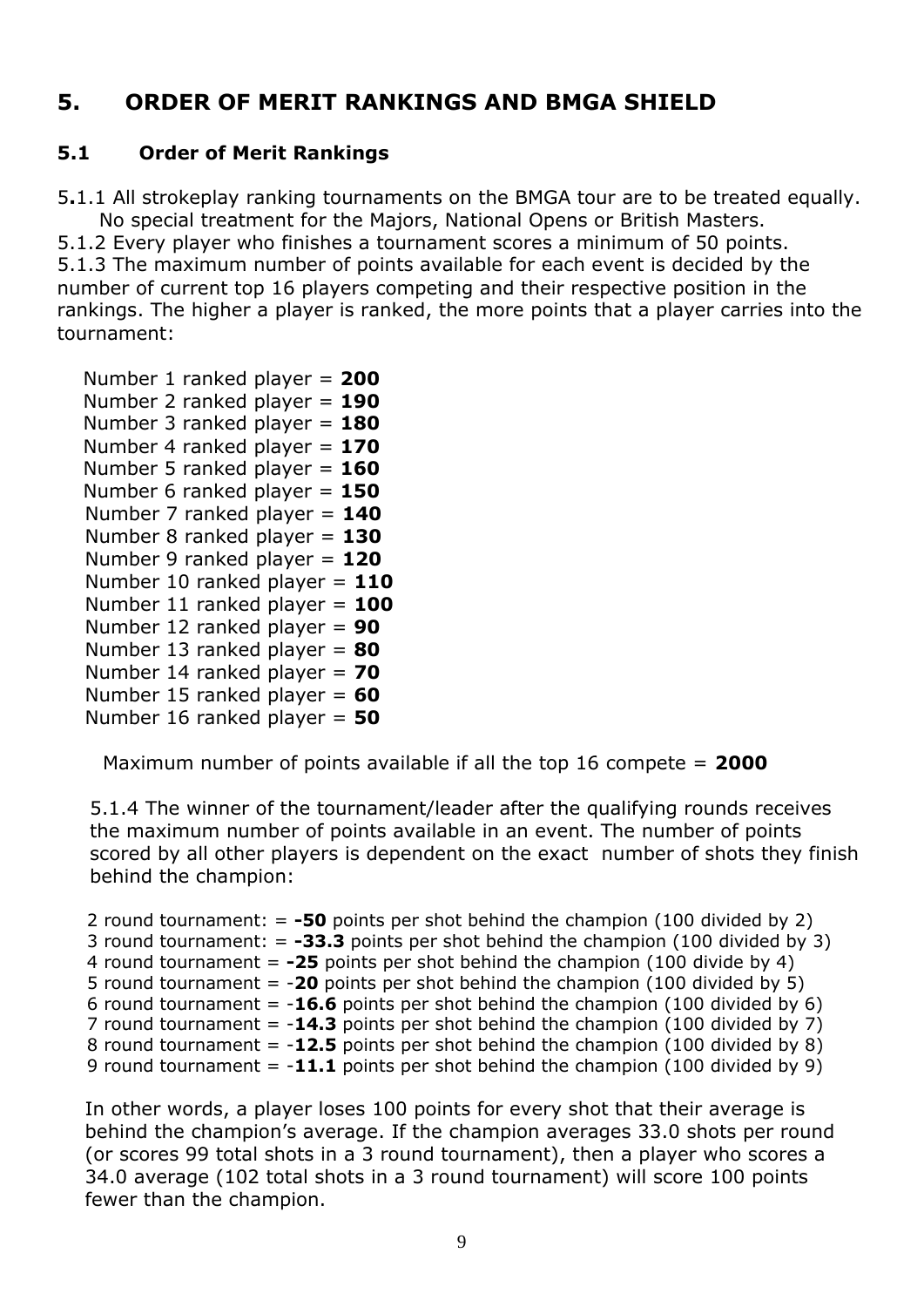# 5. ORDER OF MERIT RANKINGS AND BMGA SHIELD

## 5.1 Order of Merit Rankings

5.1.1 All strokeplay ranking tournaments on the BMGA tour are to be treated equally. No special treatment for the Majors, National Opens or British Masters.

5.1.2 Every player who finishes a tournament scores a minimum of 50 points.

5.1.3 The maximum number of points available for each event is decided by the number of current top 16 players competing and their respective position in the rankings. The higher a player is ranked, the more points that a player carries into the tournament:

Number 1 ranked player = **200**
Number 2 ranked player = **190**
Number 3 ranked player = **180**
Number 4 ranked player = **170**
Number 5 ranked player = **160**
Number 6 ranked player = **150**
Number 7 ranked player = **140**
Number 8 ranked player = **130**
Number 9 ranked player = **120**
Number 10 ranked player = **110**
Number 11 ranked player = **100**
Number 12 ranked player = **90**
Number 13 ranked player = **80**
Number 14 ranked player = **70**
Number 15 ranked player = **60**
Number 16 ranked player = **50**

Maximum number of points available if all the top 16 compete = **2000**

5.1.4 The winner of the tournament/leader after the qualifying rounds receives the maximum number of points available in an event. The number of points scored by all other players is dependent on the exact number of shots they finish behind the champion:

2 round tournament: = **-50** points per shot behind the champion (100 divided by 2)
3 round tournament: = **-33.3** points per shot behind the champion (100 divided by 3)
4 round tournament = **-25** points per shot behind the champion (100 divide by 4)
5 round tournament = -**20** points per shot behind the champion (100 divided by 5)
6 round tournament = -**16.6** points per shot behind the champion (100 divided by 6)
7 round tournament = -**14.3** points per shot behind the champion (100 divided by 7)
8 round tournament = -**12.5** points per shot behind the champion (100 divided by 8)
9 round tournament = -**11.1** points per shot behind the champion (100 divided by 9)

In other words, a player loses 100 points for every shot that their average is behind the champion's average. If the champion averages 33.0 shots per round (or scores 99 total shots in a 3 round tournament), then a player who scores a 34.0 average (102 total shots in a 3 round tournament) will score 100 points fewer than the champion.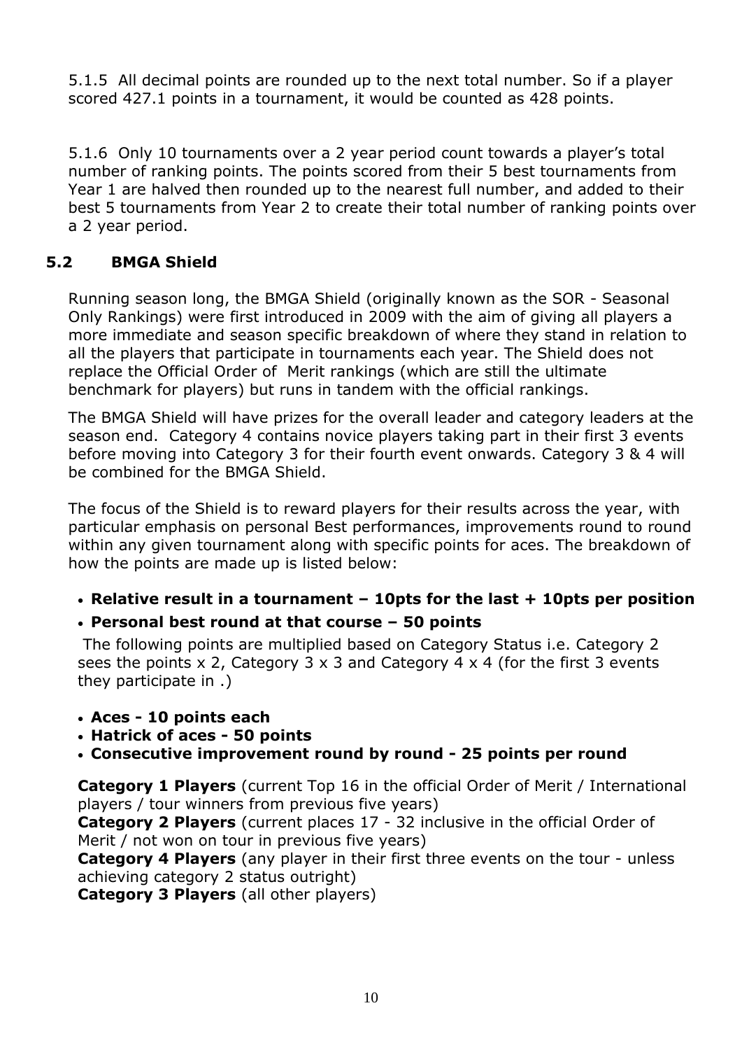5.1.5 All decimal points are rounded up to the next total number. So if a player scored 427.1 points in a tournament, it would be counted as 428 points.

5.1.6 Only 10 tournaments over a 2 year period count towards a player's total number of ranking points. The points scored from their 5 best tournaments from Year 1 are halved then rounded up to the nearest full number, and added to their best 5 tournaments from Year 2 to create their total number of ranking points over a 2 year period.

## 5.2 BMGA Shield

Running season long, the BMGA Shield (originally known as the SOR - Seasonal Only Rankings) were first introduced in 2009 with the aim of giving all players a more immediate and season specific breakdown of where they stand in relation to all the players that participate in tournaments each year. The Shield does not replace the Official Order of Merit rankings (which are still the ultimate benchmark for players) but runs in tandem with the official rankings.

The BMGA Shield will have prizes for the overall leader and category leaders at the season end. Category 4 contains novice players taking part in their first 3 events before moving into Category 3 for their fourth event onwards. Category 3 & 4 will be combined for the BMGA Shield.

The focus of the Shield is to reward players for their results across the year, with particular emphasis on personal Best performances, improvements round to round within any given tournament along with specific points for aces. The breakdown of how the points are made up is listed below:

- **Relative result in a tournament – 10pts for the last + 10pts per position**
- **Personal best round at that course – 50 points**

The following points are multiplied based on Category Status i.e. Category 2 sees the points x 2, Category 3 x 3 and Category 4 x 4 (for the first 3 events they participate in .)

- **Aces - 10 points each**
- **Hatrick of aces - 50 points**
- **Consecutive improvement round by round - 25 points per round**

**Category 1 Players** (current Top 16 in the official Order of Merit / International players / tour winners from previous five years)
**Category 2 Players** (current places 17 - 32 inclusive in the official Order of Merit / not won on tour in previous five years)
**Category 4 Players** (any player in their first three events on the tour - unless achieving category 2 status outright)
**Category 3 Players** (all other players)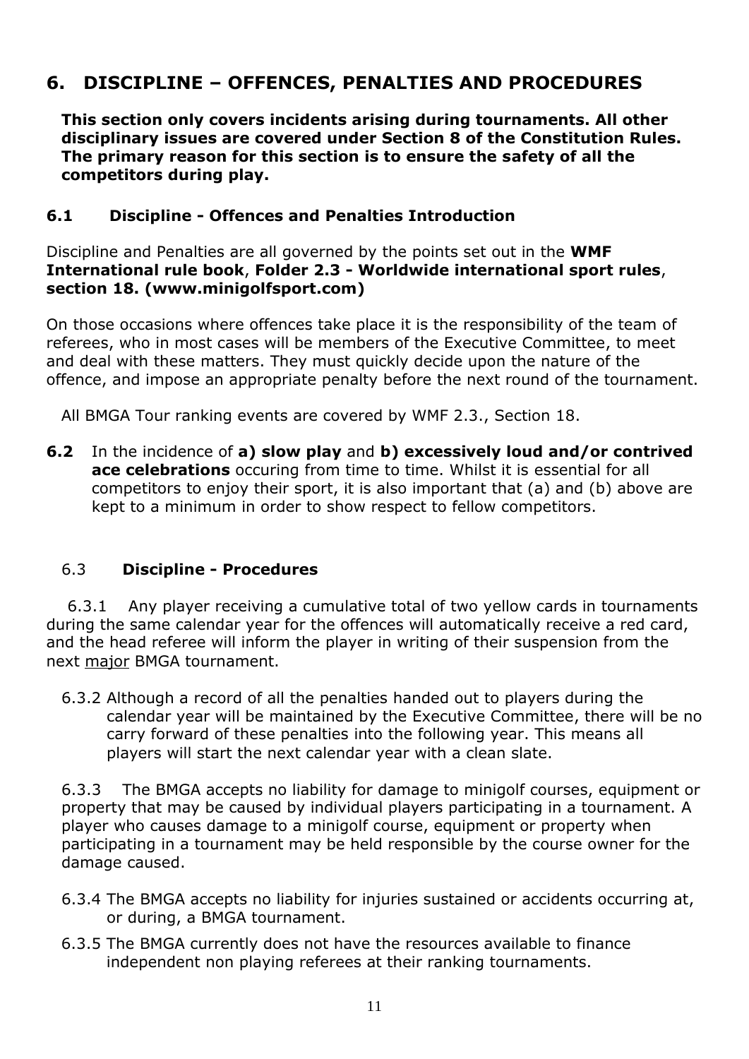## 6. DISCIPLINE – OFFENCES, PENALTIES AND PROCEDURES

**This section only covers incidents arising during tournaments. All other disciplinary issues are covered under Section 8 of the Constitution Rules. The primary reason for this section is to ensure the safety of all the competitors during play.**

### 6.1 Discipline - Offences and Penalties Introduction

Discipline and Penalties are all governed by the points set out in the **WMF International rule book**, **Folder 2.3 - Worldwide international sport rules**, **section 18. (www.minigolfsport.com)**

On those occasions where offences take place it is the responsibility of the team of referees, who in most cases will be members of the Executive Committee, to meet and deal with these matters. They must quickly decide upon the nature of the offence, and impose an appropriate penalty before the next round of the tournament.

All BMGA Tour ranking events are covered by WMF 2.3., Section 18.

**6.2** In the incidence of **a) slow play** and **b) excessively loud and/or contrived ace celebrations** occuring from time to time. Whilst it is essential for all competitors to enjoy their sport, it is also important that (a) and (b) above are kept to a minimum in order to show respect to fellow competitors.

### 6.3 Discipline - Procedures

6.3.1 Any player receiving a cumulative total of two yellow cards in tournaments during the same calendar year for the offences will automatically receive a red card, and the head referee will inform the player in writing of their suspension from the next major BMGA tournament.

6.3.2 Although a record of all the penalties handed out to players during the calendar year will be maintained by the Executive Committee, there will be no carry forward of these penalties into the following year. This means all players will start the next calendar year with a clean slate.

6.3.3 The BMGA accepts no liability for damage to minigolf courses, equipment or property that may be caused by individual players participating in a tournament. A player who causes damage to a minigolf course, equipment or property when participating in a tournament may be held responsible by the course owner for the damage caused.

6.3.4 The BMGA accepts no liability for injuries sustained or accidents occurring at, or during, a BMGA tournament.

6.3.5 The BMGA currently does not have the resources available to finance independent non playing referees at their ranking tournaments.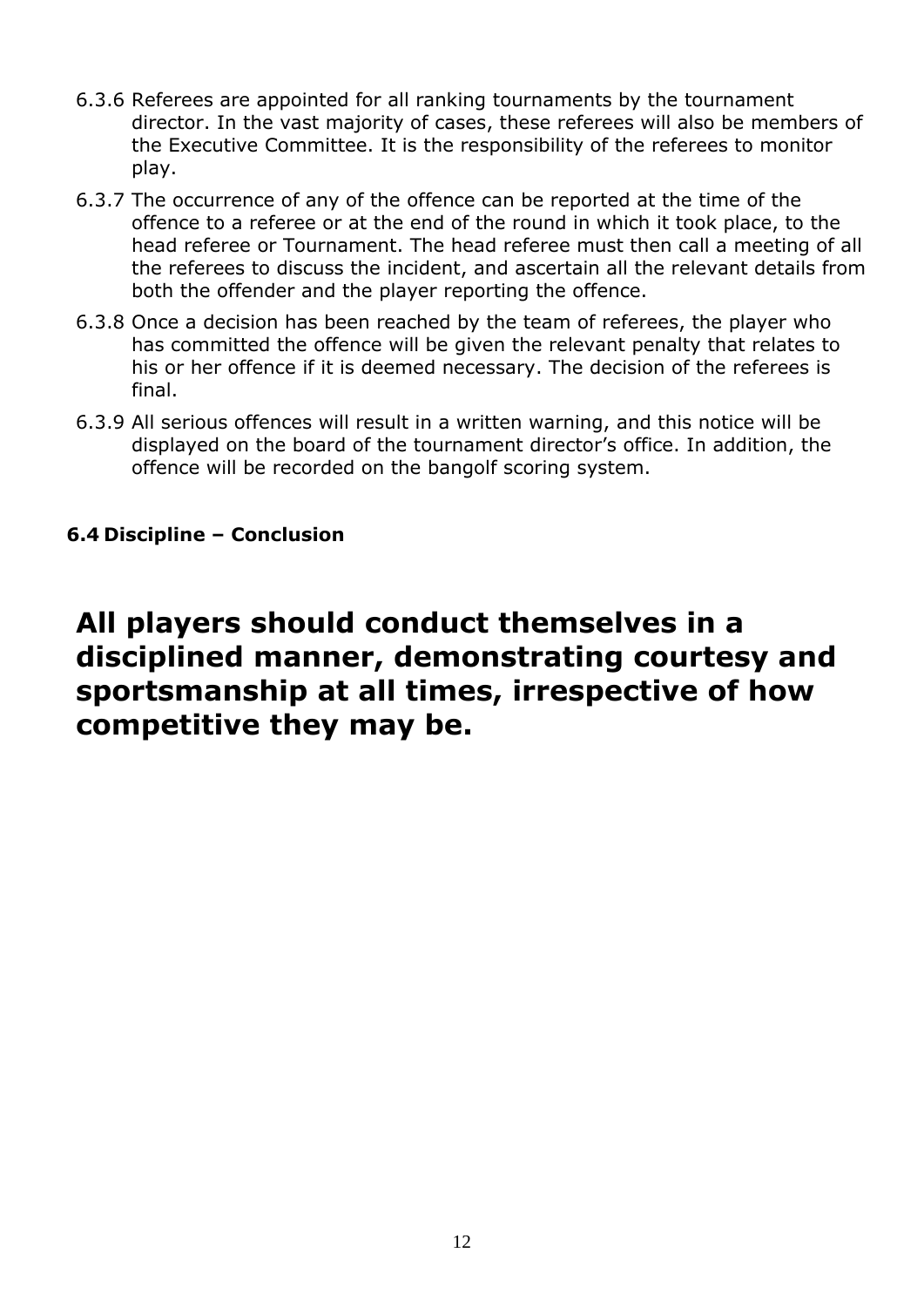6.3.6 Referees are appointed for all ranking tournaments by the tournament director. In the vast majority of cases, these referees will also be members of the Executive Committee. It is the responsibility of the referees to monitor play.

6.3.7 The occurrence of any of the offence can be reported at the time of the offence to a referee or at the end of the round in which it took place, to the head referee or Tournament. The head referee must then call a meeting of all the referees to discuss the incident, and ascertain all the relevant details from both the offender and the player reporting the offence.

6.3.8 Once a decision has been reached by the team of referees, the player who has committed the offence will be given the relevant penalty that relates to his or her offence if it is deemed necessary. The decision of the referees is final.

6.3.9 All serious offences will result in a written warning, and this notice will be displayed on the board of the tournament director's office. In addition, the offence will be recorded on the bangolf scoring system.

### 6.4 Discipline – Conclusion

## All players should conduct themselves in a disciplined manner, demonstrating courtesy and sportsmanship at all times, irrespective of how competitive they may be.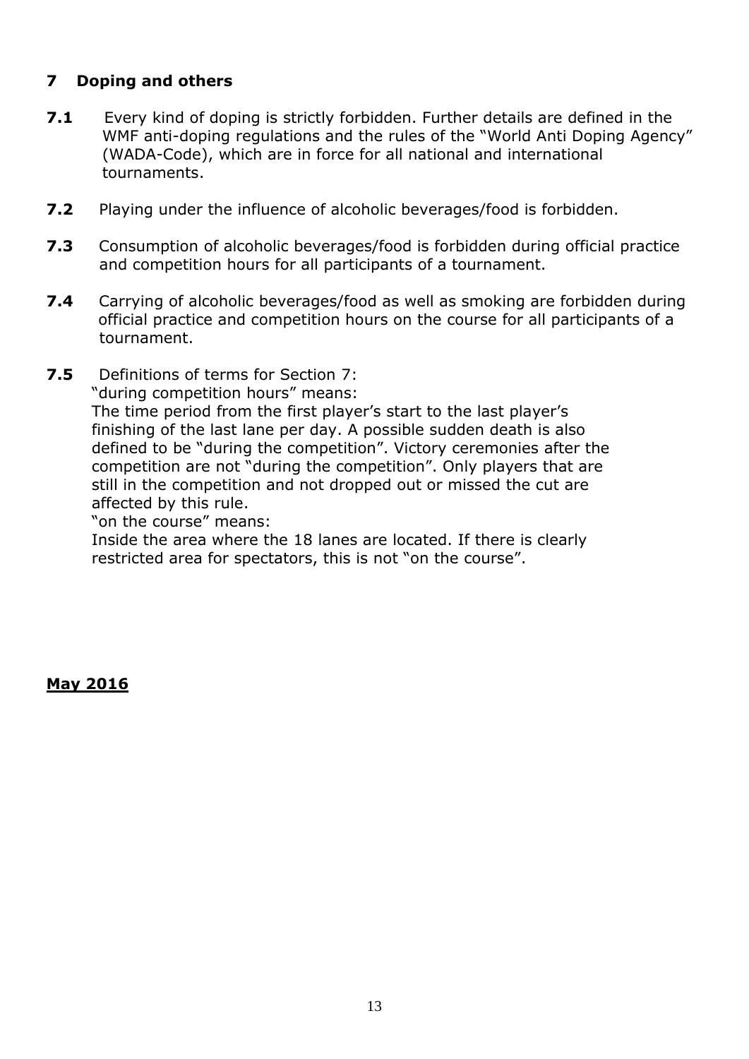## 7 Doping and others

**7.1** Every kind of doping is strictly forbidden. Further details are defined in the WMF anti-doping regulations and the rules of the "World Anti Doping Agency" (WADA-Code), which are in force for all national and international tournaments.

**7.2** Playing under the influence of alcoholic beverages/food is forbidden.

**7.3** Consumption of alcoholic beverages/food is forbidden during official practice and competition hours for all participants of a tournament.

**7.4** Carrying of alcoholic beverages/food as well as smoking are forbidden during official practice and competition hours on the course for all participants of a tournament.

**7.5** Definitions of terms for Section 7:
"during competition hours" means:
The time period from the first player's start to the last player's finishing of the last lane per day. A possible sudden death is also defined to be "during the competition". Victory ceremonies after the competition are not "during the competition". Only players that are still in the competition and not dropped out or missed the cut are affected by this rule.
"on the course" means:
Inside the area where the 18 lanes are located. If there is clearly restricted area for spectators, this is not "on the course".

**<u>May 2016</u>**